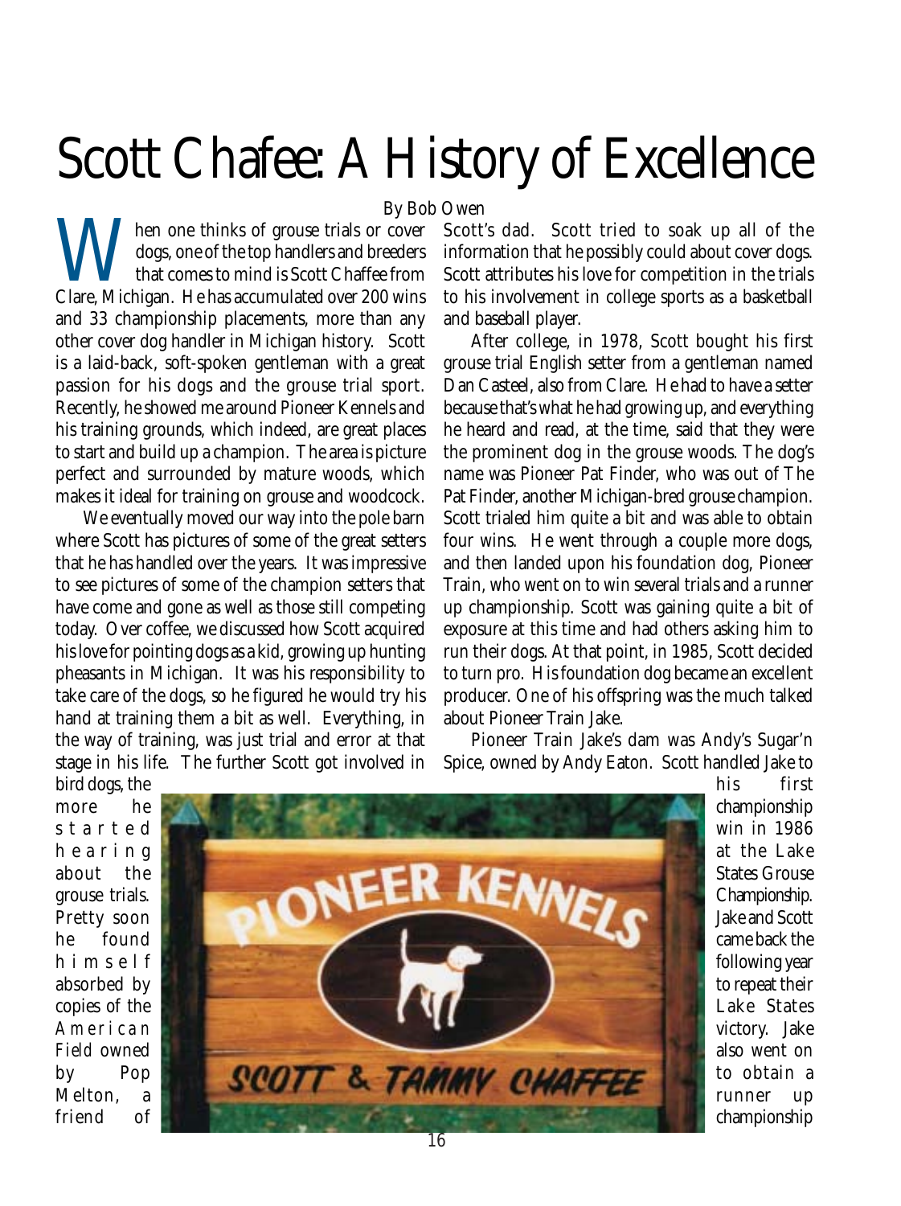# Scott Chafee: A History of Excellence

By Bob Owen

When one thinks of grouse trials or cover dogs, one of the top handlers and breeders that comes to mind is Scott Chaffee from Clare, Michigan. He has accumulated over 200 wins and 33 championship placements, more than any other cover dog handler in Michigan history. Scott is a laid-back, soft-spoken gentleman with a great passion for his dogs and the grouse trial sport. Recently, he showed me around Pioneer Kennels and his training grounds, which indeed, are great places to start and build up a champion. The area is picture perfect and surrounded by mature woods, which makes it ideal for training on grouse and woodcock.

We eventually moved our way into the pole barn where Scott has pictures of some of the great setters that he has handled over the years. It was impressive to see pictures of some of the champion setters that have come and gone as well as those still competing today. Over coffee, we discussed how Scott acquired his love for pointing dogs as a kid, growing up hunting pheasants in Michigan. It was his responsibility to take care of the dogs, so he figured he would try his hand at training them a bit as well. Everything, in the way of training, was just trial and error at that stage in his life. The further Scott got involved in bird dogs, the more he started hearing about the grouse trials. Pretty soon he found himself absorbed by copies of the *American Field* owned by Pop Melton, a friend of Scott's dad. Scott tried to soak up all of the information that he possibly could about cover dogs. Scott attributes his love for competition in the trials to his involvement in college sports as a basketball and baseball player.

After college, in 1978, Scott bought his first grouse trial English setter from a gentleman named Dan Casteel, also from Clare. He had to have a setter because that's what he had growing up, and everything he heard and read, at the time, said that they were the prominent dog in the grouse woods. The dog's name was Pioneer Pat Finder, who was out of The Pat Finder, another Michigan-bred grouse champion. Scott trialed him quite a bit and was able to obtain four wins. He went through a couple more dogs, and then landed upon his foundation dog, Pioneer Train, who went on to win several trials and a runner up championship. Scott was gaining quite a bit of exposure at this time and had others asking him to run their dogs. At that point, in 1985, Scott decided to turn pro. His foundation dog became an excellent producer. One of his offspring was the much talked about Pioneer Train Jake.

Pioneer Train Jake's dam was Andy's Sugar'n Spice, owned by Andy Eaton. Scott handled Jake to his first championship win in 1986 at the Lake States Grouse Championship. Jake and Scott came back the following year to repeat their Lake States victory. Jake also went on to obtain a runner up championship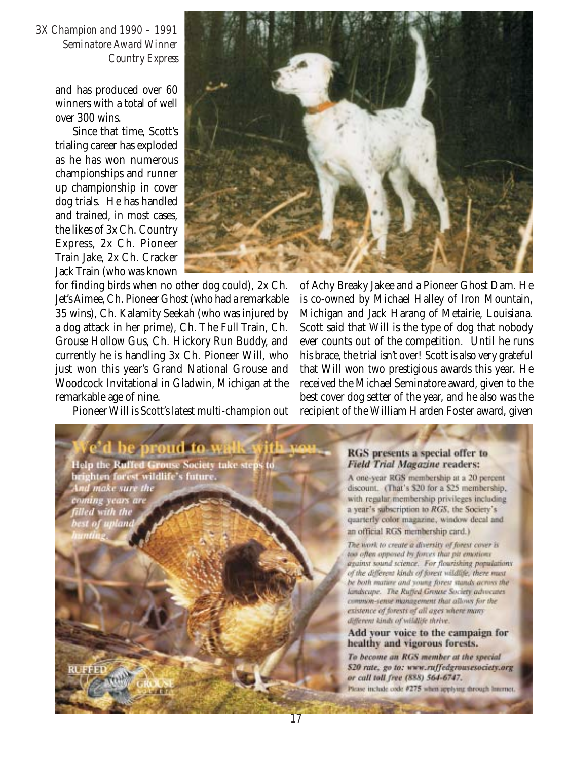*3X Champion and 1990 – 1991 Seminatore Award Winner Country Express*

and has produced over 60 winners with a total of well over 300 wins.

Since that time, Scott's trialing career has exploded as he has won numerous championships and runner up championship in cover dog trials. He has handled and trained, in most cases, the likes of 3x Ch. Country Express, 2x Ch. Pioneer Train Jake, 2x Ch. Cracker Jack Train (who was known for finding birds when no other dog could), 2x Ch. Jet's Aimee, Ch. Pioneer Ghost (who had a remarkable 35 wins), Ch. Kalamity Seekah (who was injured by a dog attack in her prime), Ch. The Full Train, Ch. Grouse Hollow Gus, Ch. Hickory Run Buddy, and currently he is handling 3x Ch. Pioneer Will, who just won this year's Grand National Grouse and Woodcock Invitational in Gladwin, Michigan at the remarkable age of nine.

Pioneer Will is Scott's latest multi-champion out of Achy Breaky Jakee and a Pioneer Ghost Dam. He is co-owned by Michael Halley of Iron Mountain, Michigan and Jack Harang of Metairie, Louisiana. Scott said that Will is the type of dog that nobody ever counts out of the competition. Until he runs his brace, the trial isn't over! Scott is also very grateful that Will won two prestigious awards this year. He received the Michael Seminatore award, given to the best cover dog setter of the year, and he also was the recipient of the William Harden Foster award, given

---

**We'd be proud to walk with you...**

**Help the Ruffed Grouse Society take steps to brighten forest wildlife's future.**

*And make sure the coming years are filled with the best of upland hunting.*

**RGS presents a special offer to *Field Trial Magazine* readers:**

A one-year RGS membership at a 20 percent discount. (That's $20 for a $25 membership, with regular membership privileges including a year's subscription to *RGS*, the Society's quarterly color magazine, window decal and an official RGS membership card.)

*The work to create a diversity of forest cover is too often opposed by forces that pit emotions against sound science. For flourishing populations of the different kinds of forest wildlife, there must be both mature and young forest stands across the landscape. The Ruffed Grouse Society advocates common-sense management that allows for the existence of forests of all ages where many different kinds of wildlife thrive.*

**Add your voice to the campaign for healthy and vigorous forests.**

***To become an RGS member at the special $20 rate, go to: www.ruffedgrousesociety.org or call toll free (888) 564-6747.***

Please include code #275 when applying through Internet.

RUFFED GROUSE SOCIETY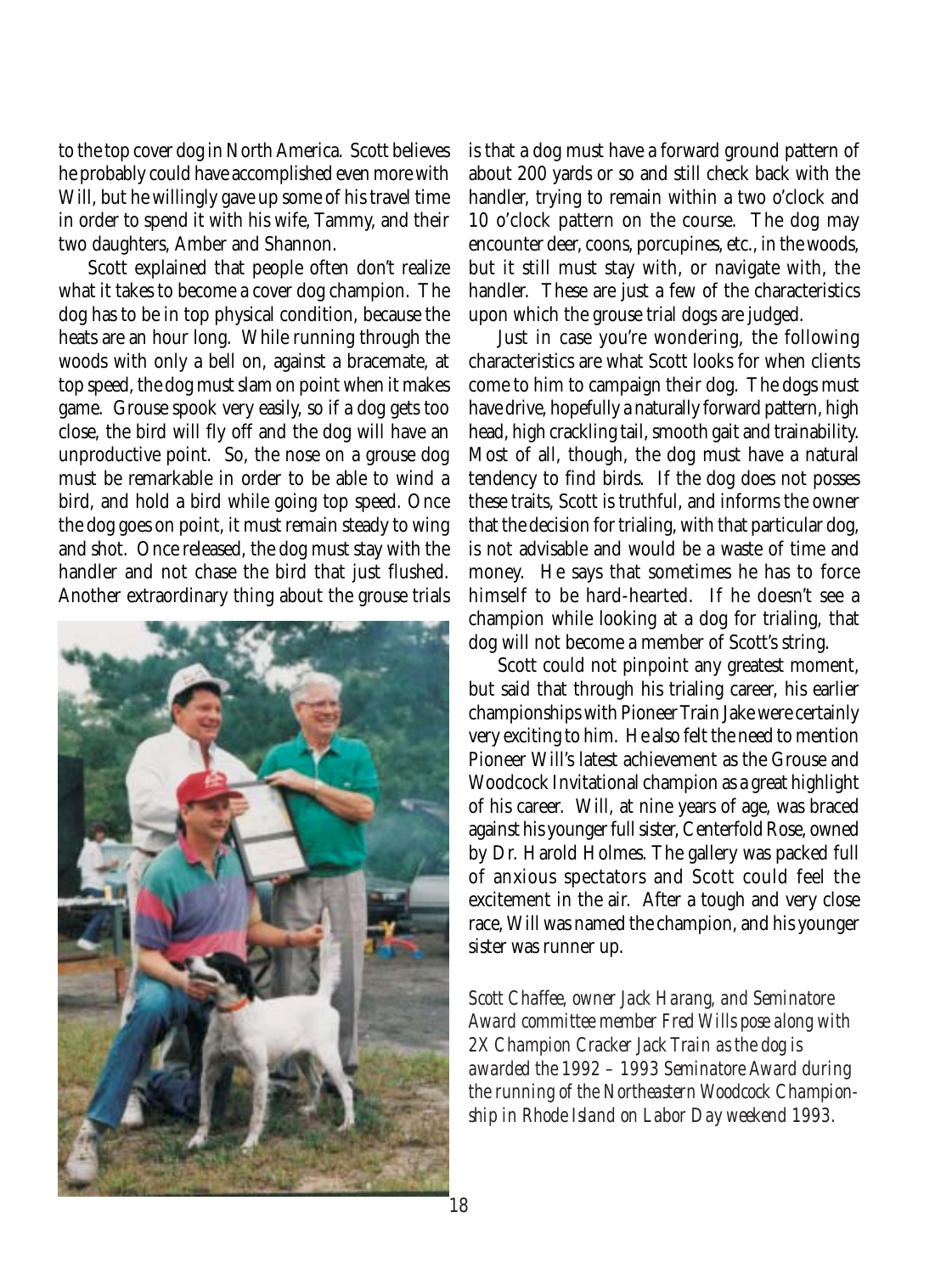to the top cover dog in North America. Scott believes he probably could have accomplished even more with Will, but he willingly gave up some of his travel time in order to spend it with his wife, Tammy, and their two daughters, Amber and Shannon.

Scott explained that people often don't realize what it takes to become a cover dog champion. The dog has to be in top physical condition, because the heats are an hour long. While running through the woods with only a bell on, against a bracemate, at top speed, the dog must slam on point when it makes game. Grouse spook very easily, so if a dog gets too close, the bird will fly off and the dog will have an unproductive point. So, the nose on a grouse dog must be remarkable in order to be able to wind a bird, and hold a bird while going top speed. Once the dog goes on point, it must remain steady to wing and shot. Once released, the dog must stay with the handler and not chase the bird that just flushed. Another extraordinary thing about the grouse trials is that a dog must have a forward ground pattern of about 200 yards or so and still check back with the handler, trying to remain within a two o'clock and 10 o'clock pattern on the course. The dog may encounter deer, coons, porcupines, etc., in the woods, but it still must stay with, or navigate with, the handler. These are just a few of the characteristics upon which the grouse trial dogs are judged.

Just in case you're wondering, the following characteristics are what Scott looks for when clients come to him to campaign their dog. The dogs must have drive, hopefully a naturally forward pattern, high head, high crackling tail, smooth gait and trainability. Most of all, though, the dog must have a natural tendency to find birds. If the dog does not posses these traits, Scott is truthful, and informs the owner that the decision for trialing, with that particular dog, is not advisable and would be a waste of time and money. He says that sometimes he has to force himself to be hard-hearted. If he doesn't see a champion while looking at a dog for trialing, that dog will not become a member of Scott's string.

Scott could not pinpoint any greatest moment, but said that through his trialing career, his earlier championships with Pioneer Train Jake were certainly very exciting to him. He also felt the need to mention Pioneer Will's latest achievement as the Grouse and Woodcock Invitational champion as a great highlight of his career. Will, at nine years of age, was braced against his younger full sister, Centerfold Rose, owned by Dr. Harold Holmes. The gallery was packed full of anxious spectators and Scott could feel the excitement in the air. After a tough and very close race, Will was named the champion, and his younger sister was runner up.

*Scott Chaffee, owner Jack Harang, and Seminatore Award committee member Fred Wills pose along with 2X Champion Cracker Jack Train as the dog is awarded the 1992 – 1993 Seminatore Award during the running of the Northeastern Woodcock Championship in Rhode Island on Labor Day weekend 1993.*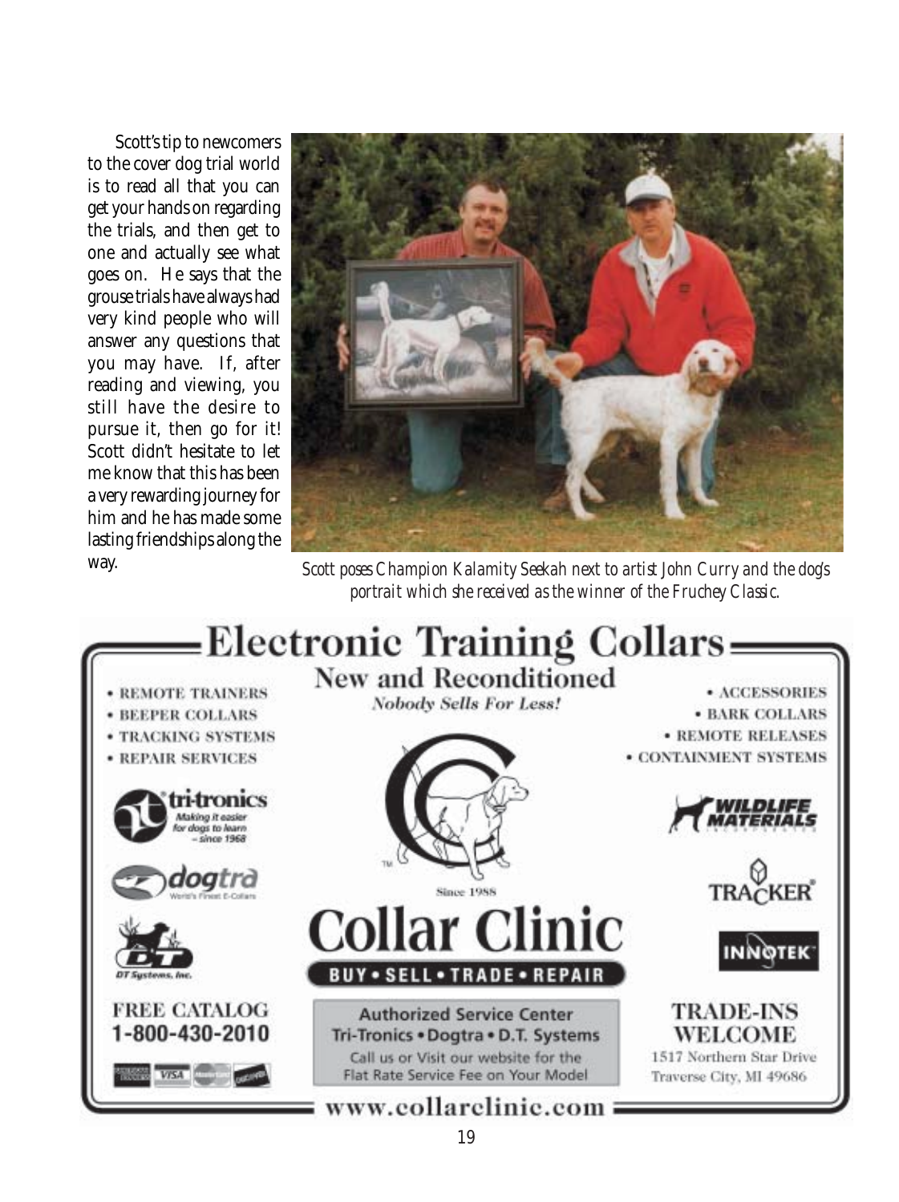Scott's tip to newcomers to the cover dog trial world is to read all that you can get your hands on regarding the trials, and then get to one and actually see what goes on. He says that the grouse trials have always had very kind people who will answer any questions that you may have. If, after reading and viewing, you still have the desire to pursue it, then go for it! Scott didn't hesitate to let me know that this has been a very rewarding journey for him and he has made some lasting friendships along the way.

*Scott poses Champion Kalamity Seekah next to artist John Curry and the dog's portrait which she received as the winner of the Fruchey Classic.*

# Electronic Training Collars

## New and Reconditioned

*Nobody Sells For Less!*

- REMOTE TRAINERS
- BEEPER COLLARS
- TRACKING SYSTEMS
- REPAIR SERVICES

- ACCESSORIES
- BARK COLLARS
- REMOTE RELEASES
- CONTAINMENT SYSTEMS

tri-tronics *Making it easier for dogs to learn – since 1968*

dogtra World's Finest E-Collars

DT Systems, Inc.

WILDLIFE MATERIALS

TRACKER

INNOTEK

Since 1988

# Collar Clinic

**BUY • SELL • TRADE • REPAIR**

FREE CATALOG
1-800-430-2010

Authorized Service Center
Tri-Tronics • Dogtra • D.T. Systems
Call us or Visit our website for the Flat Rate Service Fee on Your Model

TRADE-INS WELCOME
1517 Northern Star Drive
Traverse City, MI 49686

www.collarclinic.com